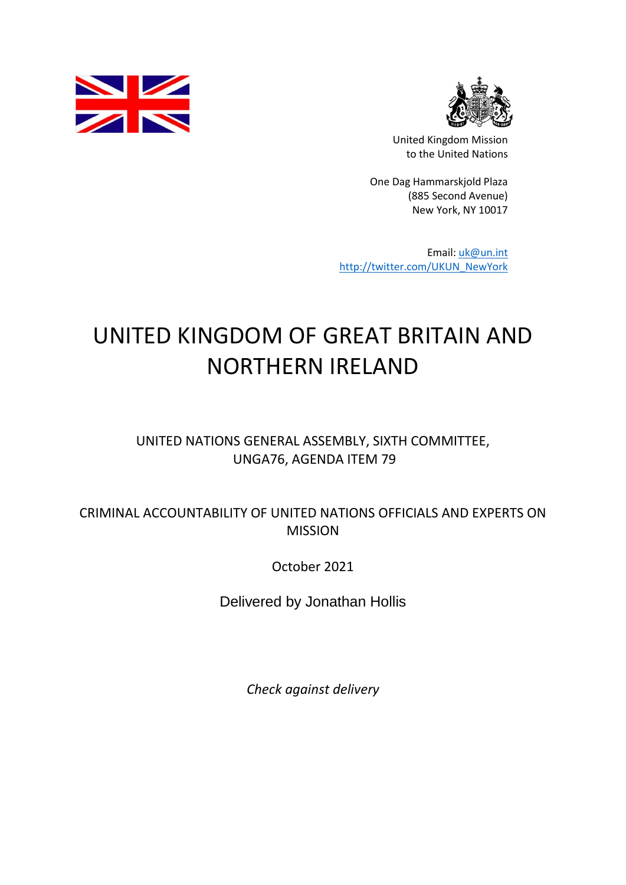United Kingdom Mission
to the United Nations

One Dag Hammarskjold Plaza
(885 Second Avenue)
New York, NY 10017

Email: uk@un.int
http://twitter.com/UKUN_NewYork

# UNITED KINGDOM OF GREAT BRITAIN AND NORTHERN IRELAND

UNITED NATIONS GENERAL ASSEMBLY, SIXTH COMMITTEE, UNGA76, AGENDA ITEM 79

CRIMINAL ACCOUNTABILITY OF UNITED NATIONS OFFICIALS AND EXPERTS ON MISSION

October 2021

Delivered by Jonathan Hollis

*Check against delivery*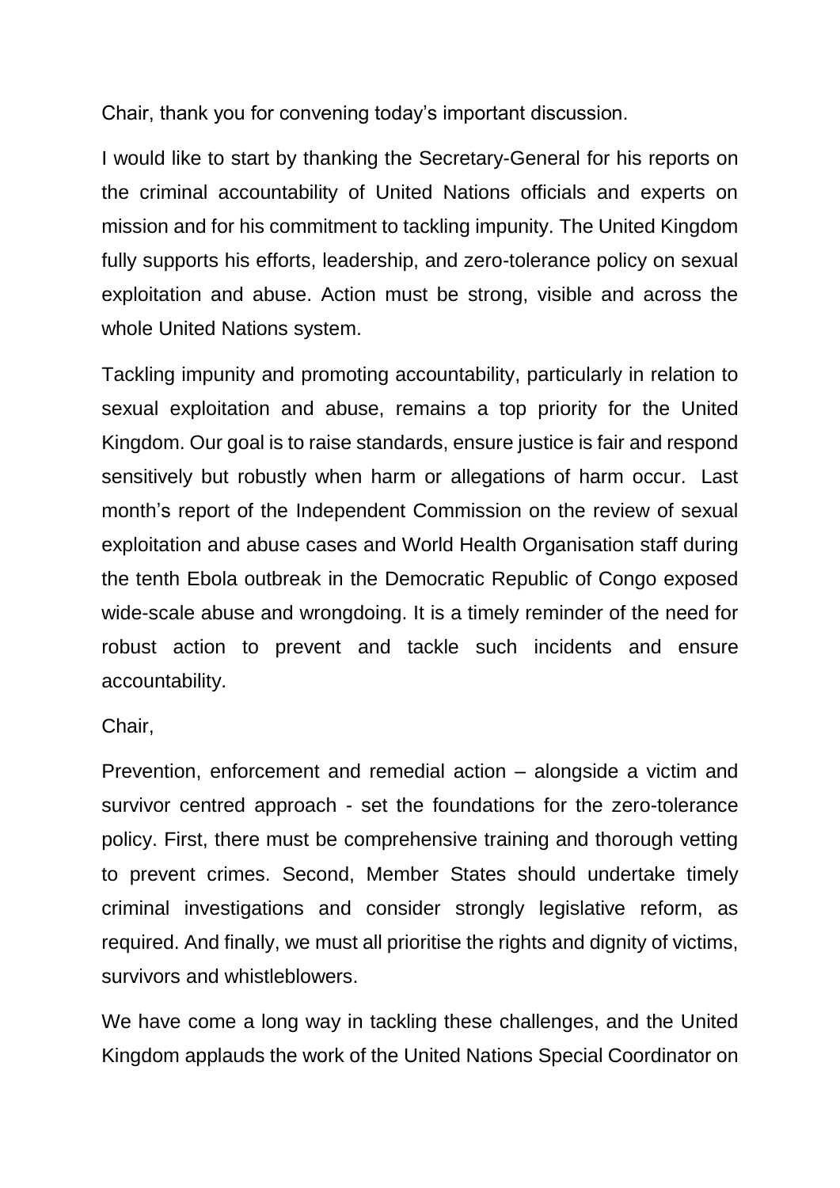Chair, thank you for convening today's important discussion.

I would like to start by thanking the Secretary-General for his reports on the criminal accountability of United Nations officials and experts on mission and for his commitment to tackling impunity. The United Kingdom fully supports his efforts, leadership, and zero-tolerance policy on sexual exploitation and abuse. Action must be strong, visible and across the whole United Nations system.

Tackling impunity and promoting accountability, particularly in relation to sexual exploitation and abuse, remains a top priority for the United Kingdom. Our goal is to raise standards, ensure justice is fair and respond sensitively but robustly when harm or allegations of harm occur. Last month's report of the Independent Commission on the review of sexual exploitation and abuse cases and World Health Organisation staff during the tenth Ebola outbreak in the Democratic Republic of Congo exposed wide-scale abuse and wrongdoing. It is a timely reminder of the need for robust action to prevent and tackle such incidents and ensure accountability.

Chair,

Prevention, enforcement and remedial action – alongside a victim and survivor centred approach - set the foundations for the zero-tolerance policy. First, there must be comprehensive training and thorough vetting to prevent crimes. Second, Member States should undertake timely criminal investigations and consider strongly legislative reform, as required. And finally, we must all prioritise the rights and dignity of victims, survivors and whistleblowers.

We have come a long way in tackling these challenges, and the United Kingdom applauds the work of the United Nations Special Coordinator on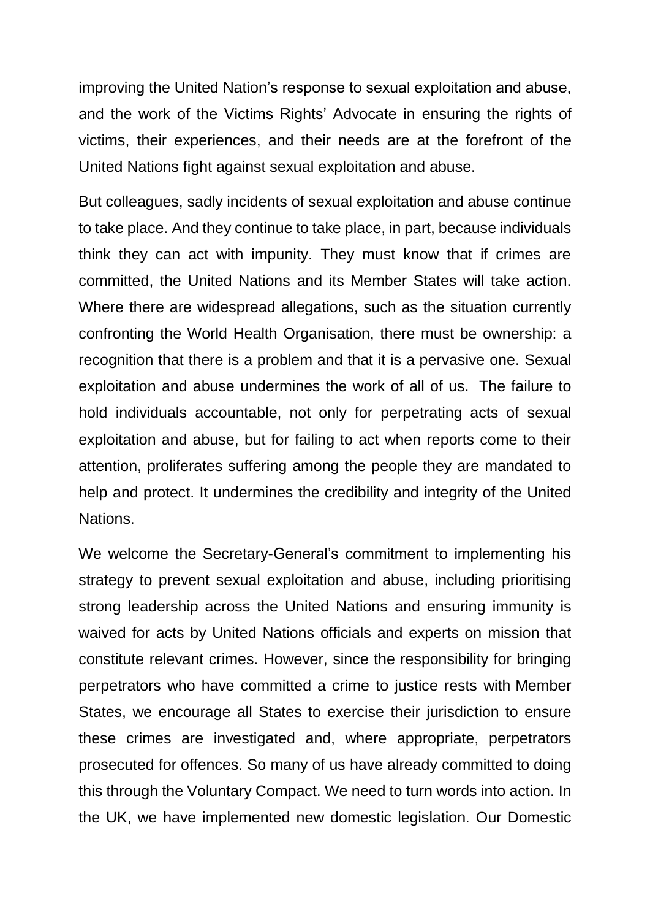improving the United Nation's response to sexual exploitation and abuse, and the work of the Victims Rights' Advocate in ensuring the rights of victims, their experiences, and their needs are at the forefront of the United Nations fight against sexual exploitation and abuse.

But colleagues, sadly incidents of sexual exploitation and abuse continue to take place. And they continue to take place, in part, because individuals think they can act with impunity. They must know that if crimes are committed, the United Nations and its Member States will take action. Where there are widespread allegations, such as the situation currently confronting the World Health Organisation, there must be ownership: a recognition that there is a problem and that it is a pervasive one. Sexual exploitation and abuse undermines the work of all of us. The failure to hold individuals accountable, not only for perpetrating acts of sexual exploitation and abuse, but for failing to act when reports come to their attention, proliferates suffering among the people they are mandated to help and protect. It undermines the credibility and integrity of the United Nations.

We welcome the Secretary-General's commitment to implementing his strategy to prevent sexual exploitation and abuse, including prioritising strong leadership across the United Nations and ensuring immunity is waived for acts by United Nations officials and experts on mission that constitute relevant crimes. However, since the responsibility for bringing perpetrators who have committed a crime to justice rests with Member States, we encourage all States to exercise their jurisdiction to ensure these crimes are investigated and, where appropriate, perpetrators prosecuted for offences. So many of us have already committed to doing this through the Voluntary Compact. We need to turn words into action. In the UK, we have implemented new domestic legislation. Our Domestic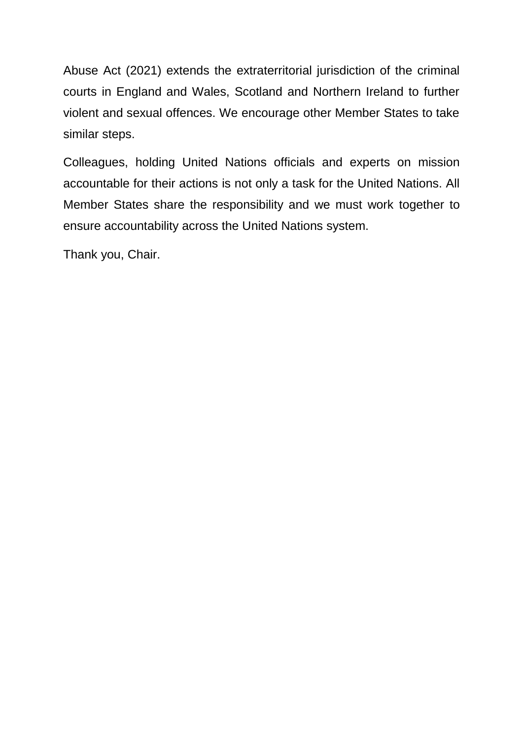Abuse Act (2021) extends the extraterritorial jurisdiction of the criminal courts in England and Wales, Scotland and Northern Ireland to further violent and sexual offences. We encourage other Member States to take similar steps.

Colleagues, holding United Nations officials and experts on mission accountable for their actions is not only a task for the United Nations. All Member States share the responsibility and we must work together to ensure accountability across the United Nations system.

Thank you, Chair.